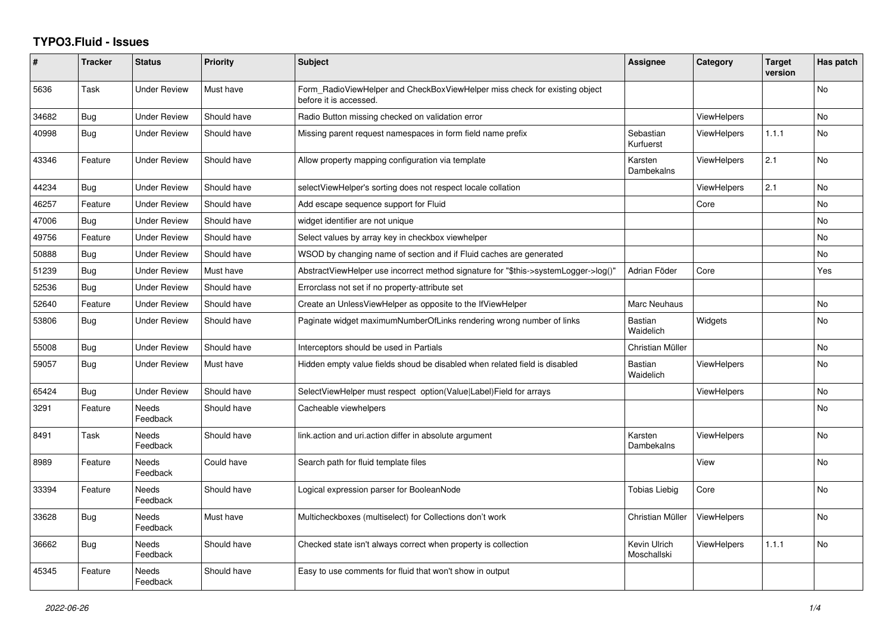# TYPO3.Fluid - Issues

| # | Tracker | Status | Priority | Subject | Assignee | Category | Target version | Has patch |
|---|---|---|---|---|---|---|---|---|
| 5636 | Task | Under Review | Must have | Form_RadioViewHelper and CheckBoxViewHelper miss check for existing object before it is accessed. | | | | No |
| 34682 | Bug | Under Review | Should have | Radio Button missing checked on validation error | | ViewHelpers | | No |
| 40998 | Bug | Under Review | Should have | Missing parent request namespaces in form field name prefix | Sebastian Kurfuerst | ViewHelpers | 1.1.1 | No |
| 43346 | Feature | Under Review | Should have | Allow property mapping configuration via template | Karsten Dambekalns | ViewHelpers | 2.1 | No |
| 44234 | Bug | Under Review | Should have | selectViewHelper's sorting does not respect locale collation | | ViewHelpers | 2.1 | No |
| 46257 | Feature | Under Review | Should have | Add escape sequence support for Fluid | | Core | | No |
| 47006 | Bug | Under Review | Should have | widget identifier are not unique | | | | No |
| 49756 | Feature | Under Review | Should have | Select values by array key in checkbox viewhelper | | | | No |
| 50888 | Bug | Under Review | Should have | WSOD by changing name of section and if Fluid caches are generated | | | | No |
| 51239 | Bug | Under Review | Must have | AbstractViewHelper use incorrect method signature for "$this->systemLogger->log()" | Adrian Föder | Core | | Yes |
| 52536 | Bug | Under Review | Should have | Errorclass not set if no property-attribute set | | | | |
| 52640 | Feature | Under Review | Should have | Create an UnlessViewHelper as opposite to the IfViewHelper | Marc Neuhaus | | | No |
| 53806 | Bug | Under Review | Should have | Paginate widget maximumNumberOfLinks rendering wrong number of links | Bastian Waidelich | Widgets | | No |
| 55008 | Bug | Under Review | Should have | Interceptors should be used in Partials | Christian Müller | | | No |
| 59057 | Bug | Under Review | Must have | Hidden empty value fields shoud be disabled when related field is disabled | Bastian Waidelich | ViewHelpers | | No |
| 65424 | Bug | Under Review | Should have | SelectViewHelper must respect option(Value\|Label)Field for arrays | | ViewHelpers | | No |
| 3291 | Feature | Needs Feedback | Should have | Cacheable viewhelpers | | | | No |
| 8491 | Task | Needs Feedback | Should have | link.action and uri.action differ in absolute argument | Karsten Dambekalns | ViewHelpers | | No |
| 8989 | Feature | Needs Feedback | Could have | Search path for fluid template files | | View | | No |
| 33394 | Feature | Needs Feedback | Should have | Logical expression parser for BooleanNode | Tobias Liebig | Core | | No |
| 33628 | Bug | Needs Feedback | Must have | Multicheckboxes (multiselect) for Collections don't work | Christian Müller | ViewHelpers | | No |
| 36662 | Bug | Needs Feedback | Should have | Checked state isn't always correct when property is collection | Kevin Ulrich Moschallski | ViewHelpers | 1.1.1 | No |
| 45345 | Feature | Needs Feedback | Should have | Easy to use comments for fluid that won't show in output | | | | |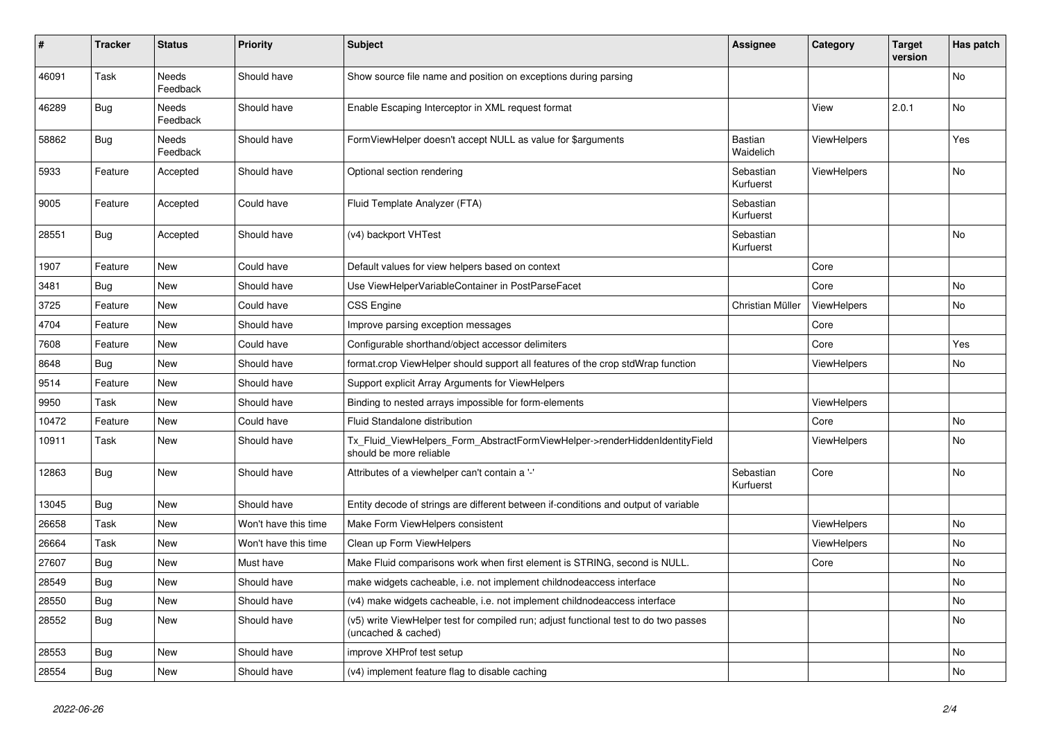| # | Tracker | Status | Priority | Subject | Assignee | Category | Target version | Has patch |
|---|---|---|---|---|---|---|---|---|
| 46091 | Task | Needs Feedback | Should have | Show source file name and position on exceptions during parsing | | | | No |
| 46289 | Bug | Needs Feedback | Should have | Enable Escaping Interceptor in XML request format | | View | 2.0.1 | No |
| 58862 | Bug | Needs Feedback | Should have | FormViewHelper doesn't accept NULL as value for $arguments | Bastian Waidelich | ViewHelpers | | Yes |
| 5933 | Feature | Accepted | Should have | Optional section rendering | Sebastian Kurfuerst | ViewHelpers | | No |
| 9005 | Feature | Accepted | Could have | Fluid Template Analyzer (FTA) | Sebastian Kurfuerst | | | |
| 28551 | Bug | Accepted | Should have | (v4) backport VHTest | Sebastian Kurfuerst | | | No |
| 1907 | Feature | New | Could have | Default values for view helpers based on context | | Core | | |
| 3481 | Bug | New | Should have | Use ViewHelperVariableContainer in PostParseFacet | | Core | | No |
| 3725 | Feature | New | Could have | CSS Engine | Christian Müller | ViewHelpers | | No |
| 4704 | Feature | New | Should have | Improve parsing exception messages | | Core | | |
| 7608 | Feature | New | Could have | Configurable shorthand/object accessor delimiters | | Core | | Yes |
| 8648 | Bug | New | Should have | format.crop ViewHelper should support all features of the crop stdWrap function | | ViewHelpers | | No |
| 9514 | Feature | New | Should have | Support explicit Array Arguments for ViewHelpers | | | | |
| 9950 | Task | New | Should have | Binding to nested arrays impossible for form-elements | | ViewHelpers | | |
| 10472 | Feature | New | Could have | Fluid Standalone distribution | | Core | | No |
| 10911 | Task | New | Should have | Tx_Fluid_ViewHelpers_Form_AbstractFormViewHelper->renderHiddenIdentityField should be more reliable | | ViewHelpers | | No |
| 12863 | Bug | New | Should have | Attributes of a viewhelper can't contain a '-' | Sebastian Kurfuerst | Core | | No |
| 13045 | Bug | New | Should have | Entity decode of strings are different between if-conditions and output of variable | | | | |
| 26658 | Task | New | Won't have this time | Make Form ViewHelpers consistent | | ViewHelpers | | No |
| 26664 | Task | New | Won't have this time | Clean up Form ViewHelpers | | ViewHelpers | | No |
| 27607 | Bug | New | Must have | Make Fluid comparisons work when first element is STRING, second is NULL. | | Core | | No |
| 28549 | Bug | New | Should have | make widgets cacheable, i.e. not implement childnodeaccess interface | | | | No |
| 28550 | Bug | New | Should have | (v4) make widgets cacheable, i.e. not implement childnodeaccess interface | | | | No |
| 28552 | Bug | New | Should have | (v5) write ViewHelper test for compiled run; adjust functional test to do two passes (uncached & cached) | | | | No |
| 28553 | Bug | New | Should have | improve XHProf test setup | | | | No |
| 28554 | Bug | New | Should have | (v4) implement feature flag to disable caching | | | | No |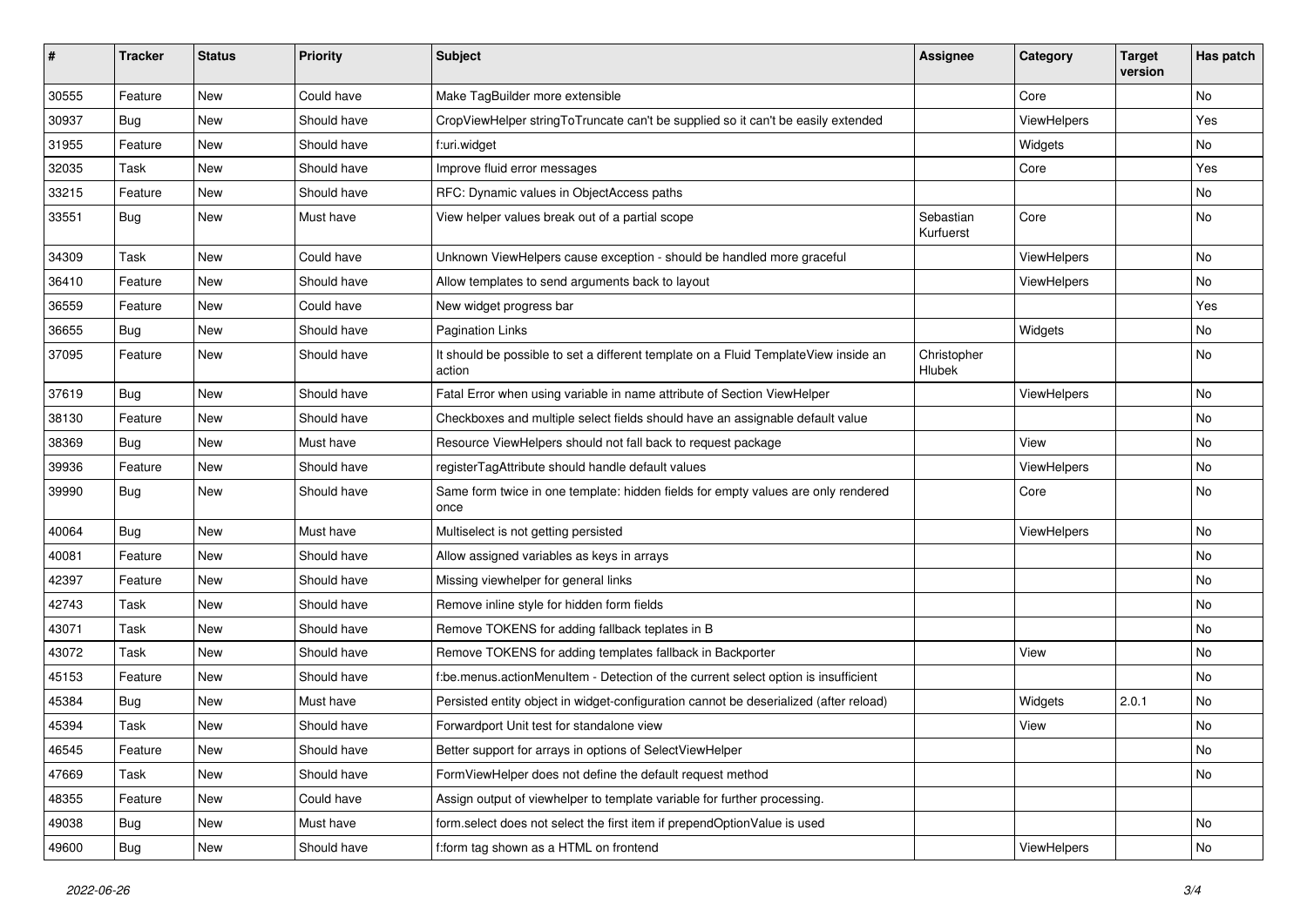| # | Tracker | Status | Priority | Subject | Assignee | Category | Target version | Has patch |
|---|---|---|---|---|---|---|---|---|
| 30555 | Feature | New | Could have | Make TagBuilder more extensible | | Core | | No |
| 30937 | Bug | New | Should have | CropViewHelper stringToTruncate can't be supplied so it can't be easily extended | | ViewHelpers | | Yes |
| 31955 | Feature | New | Should have | f:uri.widget | | Widgets | | No |
| 32035 | Task | New | Should have | Improve fluid error messages | | Core | | Yes |
| 33215 | Feature | New | Should have | RFC: Dynamic values in ObjectAccess paths | | | | No |
| 33551 | Bug | New | Must have | View helper values break out of a partial scope | Sebastian Kurfuerst | Core | | No |
| 34309 | Task | New | Could have | Unknown ViewHelpers cause exception - should be handled more graceful | | ViewHelpers | | No |
| 36410 | Feature | New | Should have | Allow templates to send arguments back to layout | | ViewHelpers | | No |
| 36559 | Feature | New | Could have | New widget progress bar | | | | Yes |
| 36655 | Bug | New | Should have | Pagination Links | | Widgets | | No |
| 37095 | Feature | New | Should have | It should be possible to set a different template on a Fluid TemplateView inside an action | Christopher Hlubek | | | No |
| 37619 | Bug | New | Should have | Fatal Error when using variable in name attribute of Section ViewHelper | | ViewHelpers | | No |
| 38130 | Feature | New | Should have | Checkboxes and multiple select fields should have an assignable default value | | | | No |
| 38369 | Bug | New | Must have | Resource ViewHelpers should not fall back to request package | | View | | No |
| 39936 | Feature | New | Should have | registerTagAttribute should handle default values | | ViewHelpers | | No |
| 39990 | Bug | New | Should have | Same form twice in one template: hidden fields for empty values are only rendered once | | Core | | No |
| 40064 | Bug | New | Must have | Multiselect is not getting persisted | | ViewHelpers | | No |
| 40081 | Feature | New | Should have | Allow assigned variables as keys in arrays | | | | No |
| 42397 | Feature | New | Should have | Missing viewhelper for general links | | | | No |
| 42743 | Task | New | Should have | Remove inline style for hidden form fields | | | | No |
| 43071 | Task | New | Should have | Remove TOKENS for adding fallback teplates in B | | | | No |
| 43072 | Task | New | Should have | Remove TOKENS for adding templates fallback in Backporter | | View | | No |
| 45153 | Feature | New | Should have | f:be.menus.actionMenuItem - Detection of the current select option is insufficient | | | | No |
| 45384 | Bug | New | Must have | Persisted entity object in widget-configuration cannot be deserialized (after reload) | | Widgets | 2.0.1 | No |
| 45394 | Task | New | Should have | Forwardport Unit test for standalone view | | View | | No |
| 46545 | Feature | New | Should have | Better support for arrays in options of SelectViewHelper | | | | No |
| 47669 | Task | New | Should have | FormViewHelper does not define the default request method | | | | No |
| 48355 | Feature | New | Could have | Assign output of viewhelper to template variable for further processing. | | | | |
| 49038 | Bug | New | Must have | form.select does not select the first item if prependOptionValue is used | | | | No |
| 49600 | Bug | New | Should have | f:form tag shown as a HTML on frontend | | ViewHelpers | | No |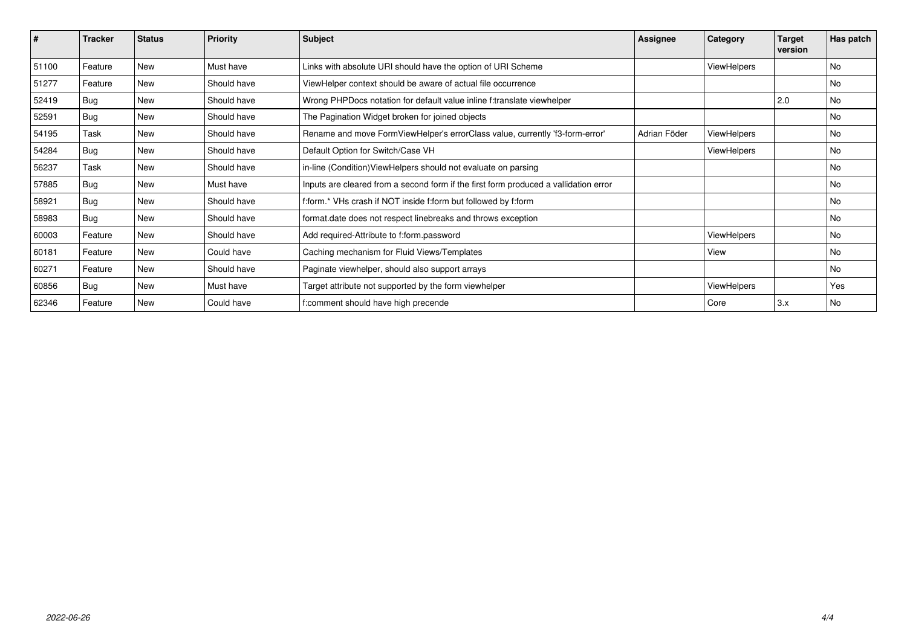| # | Tracker | Status | Priority | Subject | Assignee | Category | Target version | Has patch |
|---|---|---|---|---|---|---|---|---|
| 51100 | Feature | New | Must have | Links with absolute URI should have the option of URI Scheme | | ViewHelpers | | No |
| 51277 | Feature | New | Should have | ViewHelper context should be aware of actual file occurrence | | | | No |
| 52419 | Bug | New | Should have | Wrong PHPDocs notation for default value inline f:translate viewhelper | | | 2.0 | No |
| 52591 | Bug | New | Should have | The Pagination Widget broken for joined objects | | | | No |
| 54195 | Task | New | Should have | Rename and move FormViewHelper's errorClass value, currently 'f3-form-error' | Adrian Föder | ViewHelpers | | No |
| 54284 | Bug | New | Should have | Default Option for Switch/Case VH | | ViewHelpers | | No |
| 56237 | Task | New | Should have | in-line (Condition)ViewHelpers should not evaluate on parsing | | | | No |
| 57885 | Bug | New | Must have | Inputs are cleared from a second form if the first form produced a vallidation error | | | | No |
| 58921 | Bug | New | Should have | f:form.* VHs crash if NOT inside f:form but followed by f:form | | | | No |
| 58983 | Bug | New | Should have | format.date does not respect linebreaks and throws exception | | | | No |
| 60003 | Feature | New | Should have | Add required-Attribute to f:form.password | | ViewHelpers | | No |
| 60181 | Feature | New | Could have | Caching mechanism for Fluid Views/Templates | | View | | No |
| 60271 | Feature | New | Should have | Paginate viewhelper, should also support arrays | | | | No |
| 60856 | Bug | New | Must have | Target attribute not supported by the form viewhelper | | ViewHelpers | | Yes |
| 62346 | Feature | New | Could have | f:comment should have high precende | | Core | 3.x | No |